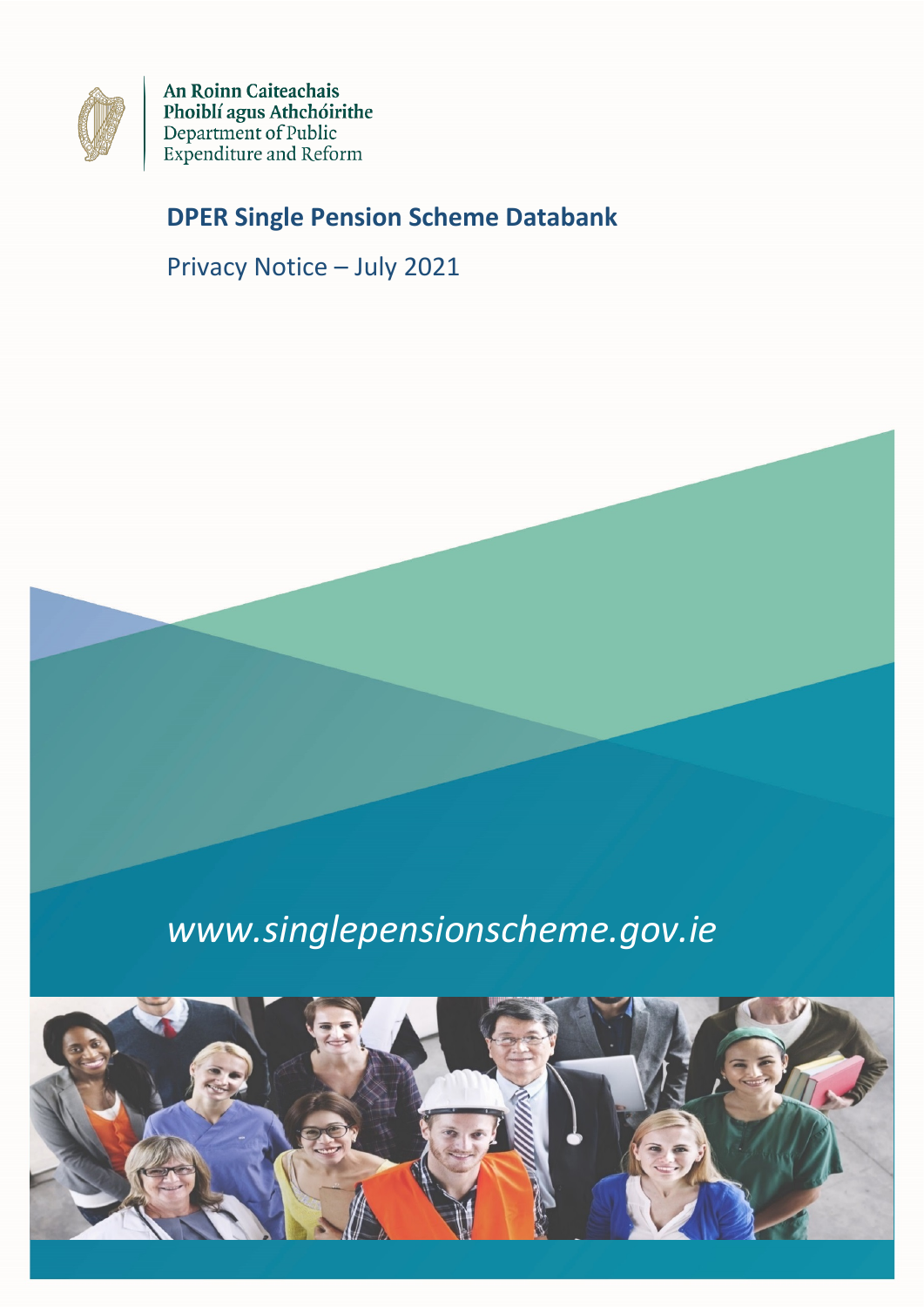An Roinn Caiteachais
Phoiblí agus Athchóirithe
Department of Public
Expenditure and Reform

# DPER Single Pension Scheme Databank

Privacy Notice – July 2021

*www.singlepensionscheme.gov.ie*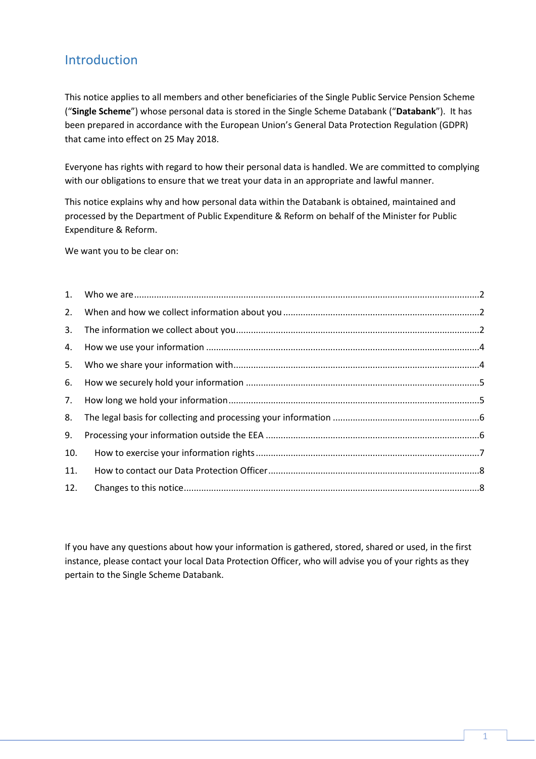# Introduction

This notice applies to all members and other beneficiaries of the Single Public Service Pension Scheme ("**Single Scheme**") whose personal data is stored in the Single Scheme Databank ("**Databank**"). It has been prepared in accordance with the European Union's General Data Protection Regulation (GDPR) that came into effect on 25 May 2018.

Everyone has rights with regard to how their personal data is handled. We are committed to complying with our obligations to ensure that we treat your data in an appropriate and lawful manner.

This notice explains why and how personal data within the Databank is obtained, maintained and processed by the Department of Public Expenditure & Reform on behalf of the Minister for Public Expenditure & Reform.

We want you to be clear on:

1. Who we are....2
2. When and how we collect information about you....2
3. The information we collect about you....2
4. How we use your information....4
5. Who we share your information with....4
6. How we securely hold your information....5
7. How long we hold your information....5
8. The legal basis for collecting and processing your information....6
9. Processing your information outside the EEA....6
10. How to exercise your information rights....7
11. How to contact our Data Protection Officer....8
12. Changes to this notice....8

If you have any questions about how your information is gathered, stored, shared or used, in the first instance, please contact your local Data Protection Officer, who will advise you of your rights as they pertain to the Single Scheme Databank.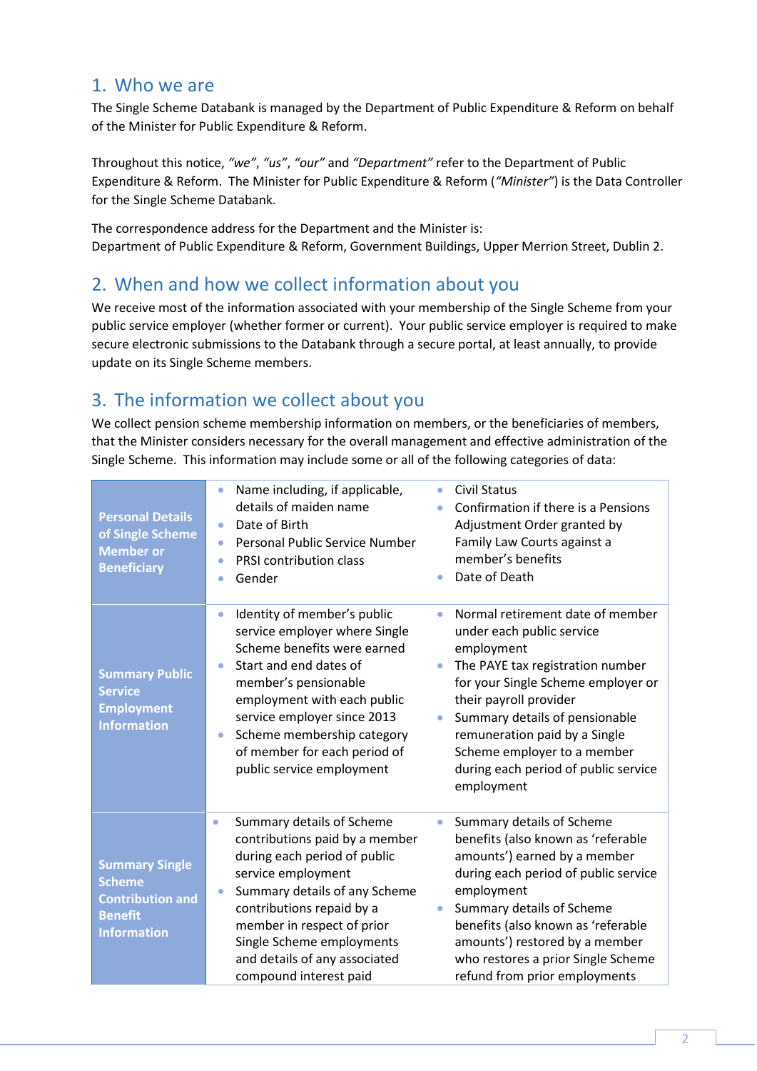## 1. Who we are

The Single Scheme Databank is managed by the Department of Public Expenditure & Reform on behalf of the Minister for Public Expenditure & Reform.

Throughout this notice, *"we"*, *"us"*, *"our"* and *"Department"* refer to the Department of Public Expenditure & Reform. The Minister for Public Expenditure & Reform (*"Minister"*) is the Data Controller for the Single Scheme Databank.

The correspondence address for the Department and the Minister is:
Department of Public Expenditure & Reform, Government Buildings, Upper Merrion Street, Dublin 2.

## 2. When and how we collect information about you

We receive most of the information associated with your membership of the Single Scheme from your public service employer (whether former or current). Your public service employer is required to make secure electronic submissions to the Databank through a secure portal, at least annually, to provide update on its Single Scheme members.

## 3. The information we collect about you

We collect pension scheme membership information on members, or the beneficiaries of members, that the Minister considers necessary for the overall management and effective administration of the Single Scheme. This information may include some or all of the following categories of data:

| Category | | |
|---|---|---|
| **Personal Details of Single Scheme Member or Beneficiary** | • Name including, if applicable, details of maiden name<br>• Date of Birth<br>• Personal Public Service Number<br>• PRSI contribution class<br>• Gender | • Civil Status<br>• Confirmation if there is a Pensions Adjustment Order granted by Family Law Courts against a member's benefits<br>• Date of Death |
| **Summary Public Service Employment Information** | • Identity of member's public service employer where Single Scheme benefits were earned<br>• Start and end dates of member's pensionable employment with each public service employer since 2013<br>• Scheme membership category of member for each period of public service employment | • Normal retirement date of member under each public service employment<br>• The PAYE tax registration number for your Single Scheme employer or their payroll provider<br>• Summary details of pensionable remuneration paid by a Single Scheme employer to a member during each period of public service employment |
| **Summary Single Scheme Contribution and Benefit Information** | • Summary details of Scheme contributions paid by a member during each period of public service employment<br>• Summary details of any Scheme contributions repaid by a member in respect of prior Single Scheme employments and details of any associated compound interest paid | • Summary details of Scheme benefits (also known as 'referable amounts') earned by a member during each period of public service employment<br>• Summary details of Scheme benefits (also known as 'referable amounts') restored by a member who restores a prior Single Scheme refund from prior employments |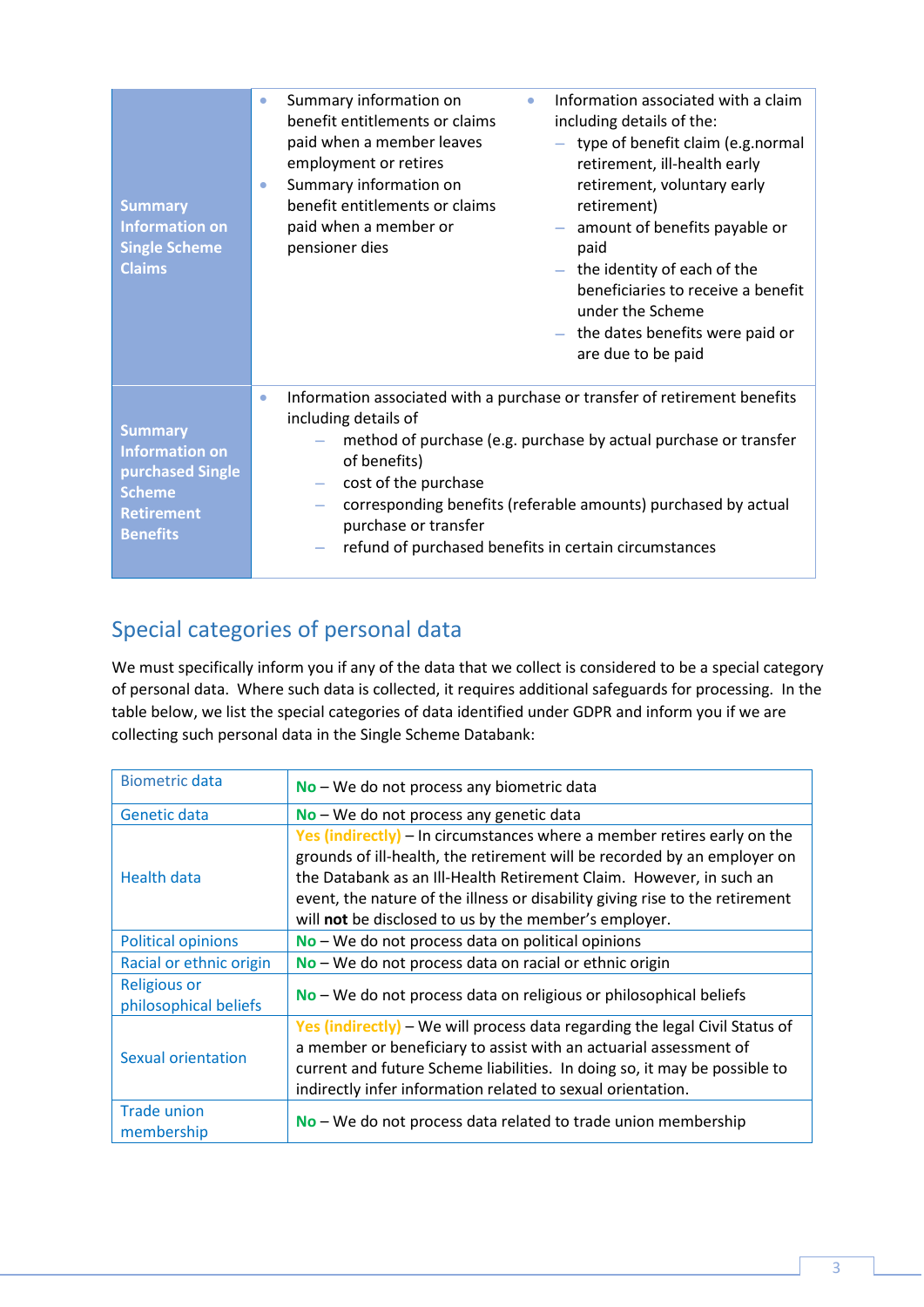| | | |
|---|---|---|
| **Summary Information on Single Scheme Claims** | • Summary information on benefit entitlements or claims paid when a member leaves employment or retires<br>• Summary information on benefit entitlements or claims paid when a member or pensioner dies | • Information associated with a claim including details of the:<br>– type of benefit claim (e.g.normal retirement, ill-health early retirement, voluntary early retirement)<br>– amount of benefits payable or paid<br>– the identity of each of the beneficiaries to receive a benefit under the Scheme<br>– the dates benefits were paid or are due to be paid |
| **Summary Information on purchased Single Scheme Retirement Benefits** | • Information associated with a purchase or transfer of retirement benefits including details of<br>– method of purchase (e.g. purchase by actual purchase or transfer of benefits)<br>– cost of the purchase<br>– corresponding benefits (referable amounts) purchased by actual purchase or transfer<br>– refund of purchased benefits in certain circumstances | |

## Special categories of personal data

We must specifically inform you if any of the data that we collect is considered to be a special category of personal data. Where such data is collected, it requires additional safeguards for processing. In the table below, we list the special categories of data identified under GDPR and inform you if we are collecting such personal data in the Single Scheme Databank:

| | |
|---|---|
| Biometric data | **No** – We do not process any biometric data |
| Genetic data | **No** – We do not process any genetic data |
| Health data | **Yes (indirectly)** – In circumstances where a member retires early on the grounds of ill-health, the retirement will be recorded by an employer on the Databank as an Ill-Health Retirement Claim. However, in such an event, the nature of the illness or disability giving rise to the retirement will **not** be disclosed to us by the member's employer. |
| Political opinions | **No** – We do not process data on political opinions |
| Racial or ethnic origin | **No** – We do not process data on racial or ethnic origin |
| Religious or philosophical beliefs | **No** – We do not process data on religious or philosophical beliefs |
| Sexual orientation | **Yes (indirectly)** – We will process data regarding the legal Civil Status of a member or beneficiary to assist with an actuarial assessment of current and future Scheme liabilities. In doing so, it may be possible to indirectly infer information related to sexual orientation. |
| Trade union membership | **No** – We do not process data related to trade union membership |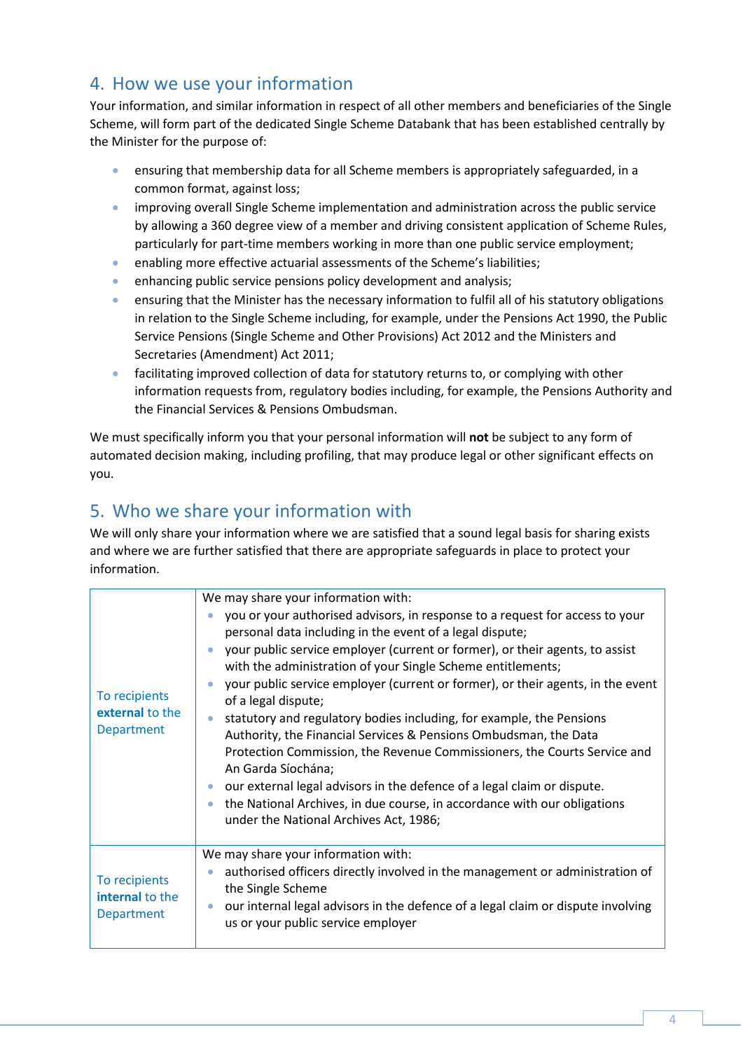## 4. How we use your information

Your information, and similar information in respect of all other members and beneficiaries of the Single Scheme, will form part of the dedicated Single Scheme Databank that has been established centrally by the Minister for the purpose of:

- ensuring that membership data for all Scheme members is appropriately safeguarded, in a common format, against loss;
- improving overall Single Scheme implementation and administration across the public service by allowing a 360 degree view of a member and driving consistent application of Scheme Rules, particularly for part-time members working in more than one public service employment;
- enabling more effective actuarial assessments of the Scheme's liabilities;
- enhancing public service pensions policy development and analysis;
- ensuring that the Minister has the necessary information to fulfil all of his statutory obligations in relation to the Single Scheme including, for example, under the Pensions Act 1990, the Public Service Pensions (Single Scheme and Other Provisions) Act 2012 and the Ministers and Secretaries (Amendment) Act 2011;
- facilitating improved collection of data for statutory returns to, or complying with other information requests from, regulatory bodies including, for example, the Pensions Authority and the Financial Services & Pensions Ombudsman.

We must specifically inform you that your personal information will **not** be subject to any form of automated decision making, including profiling, that may produce legal or other significant effects on you.

## 5. Who we share your information with

We will only share your information where we are satisfied that a sound legal basis for sharing exists and where we are further satisfied that there are appropriate safeguards in place to protect your information.

| | |
|---|---|
| To recipients **external** to the Department | We may share your information with:<br>• you or your authorised advisors, in response to a request for access to your personal data including in the event of a legal dispute;<br>• your public service employer (current or former), or their agents, to assist with the administration of your Single Scheme entitlements;<br>• your public service employer (current or former), or their agents, in the event of a legal dispute;<br>• statutory and regulatory bodies including, for example, the Pensions Authority, the Financial Services & Pensions Ombudsman, the Data Protection Commission, the Revenue Commissioners, the Courts Service and An Garda Síochána;<br>• our external legal advisors in the defence of a legal claim or dispute.<br>• the National Archives, in due course, in accordance with our obligations under the National Archives Act, 1986; |
| To recipients **internal** to the Department | We may share your information with:<br>• authorised officers directly involved in the management or administration of the Single Scheme<br>• our internal legal advisors in the defence of a legal claim or dispute involving us or your public service employer |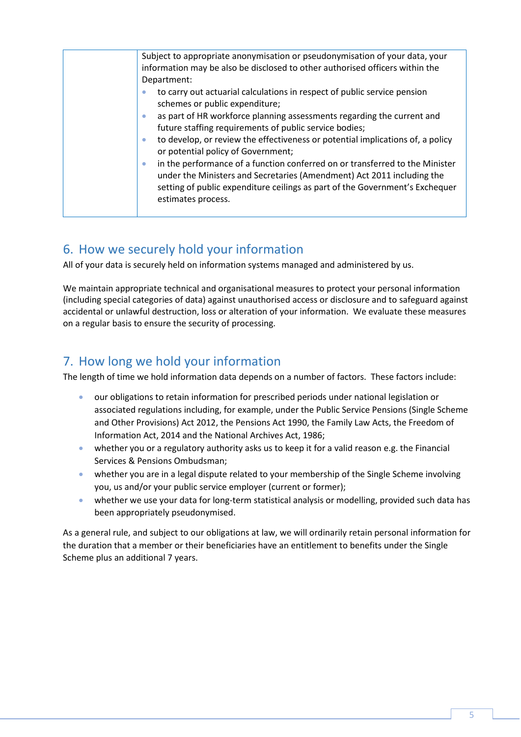| | Subject to appropriate anonymisation or pseudonymisation of your data, your information may be also be disclosed to other authorised officers within the Department:<br>• to carry out actuarial calculations in respect of public service pension schemes or public expenditure;<br>• as part of HR workforce planning assessments regarding the current and future staffing requirements of public service bodies;<br>• to develop, or review the effectiveness or potential implications of, a policy or potential policy of Government;<br>• in the performance of a function conferred on or transferred to the Minister under the Ministers and Secretaries (Amendment) Act 2011 including the setting of public expenditure ceilings as part of the Government's Exchequer estimates process. |
|---|---|

## 6. How we securely hold your information

All of your data is securely held on information systems managed and administered by us.

We maintain appropriate technical and organisational measures to protect your personal information (including special categories of data) against unauthorised access or disclosure and to safeguard against accidental or unlawful destruction, loss or alteration of your information. We evaluate these measures on a regular basis to ensure the security of processing.

## 7. How long we hold your information

The length of time we hold information data depends on a number of factors. These factors include:

- our obligations to retain information for prescribed periods under national legislation or associated regulations including, for example, under the Public Service Pensions (Single Scheme and Other Provisions) Act 2012, the Pensions Act 1990, the Family Law Acts, the Freedom of Information Act, 2014 and the National Archives Act, 1986;
- whether you or a regulatory authority asks us to keep it for a valid reason e.g. the Financial Services & Pensions Ombudsman;
- whether you are in a legal dispute related to your membership of the Single Scheme involving you, us and/or your public service employer (current or former);
- whether we use your data for long-term statistical analysis or modelling, provided such data has been appropriately pseudonymised.

As a general rule, and subject to our obligations at law, we will ordinarily retain personal information for the duration that a member or their beneficiaries have an entitlement to benefits under the Single Scheme plus an additional 7 years.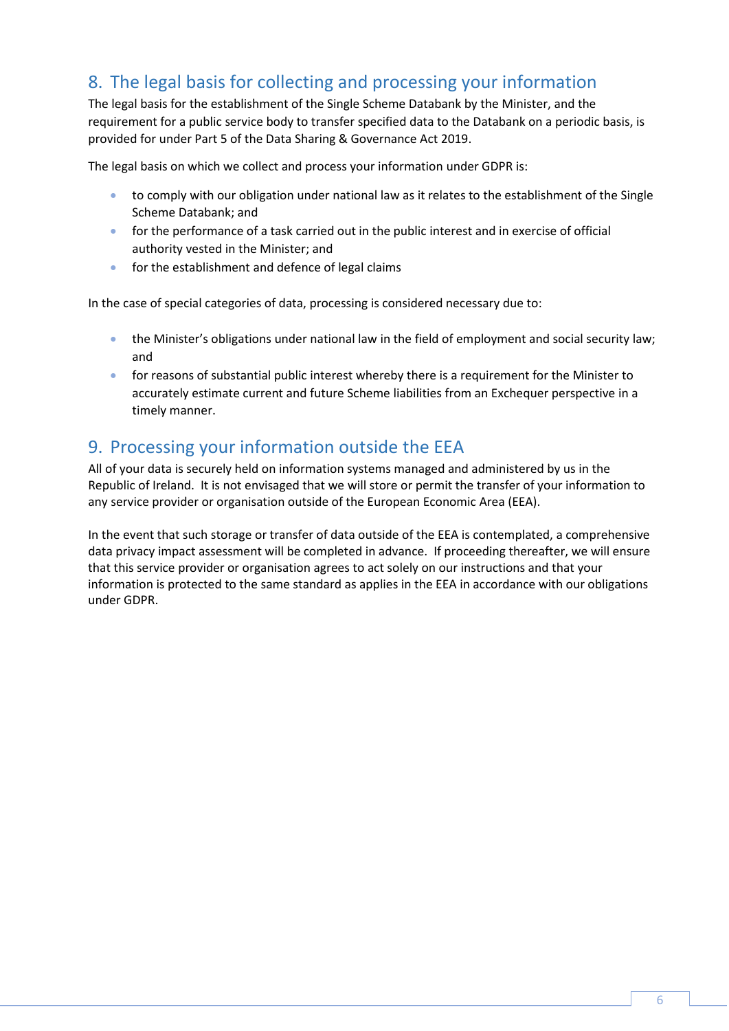## 8. The legal basis for collecting and processing your information

The legal basis for the establishment of the Single Scheme Databank by the Minister, and the requirement for a public service body to transfer specified data to the Databank on a periodic basis, is provided for under Part 5 of the Data Sharing & Governance Act 2019.

The legal basis on which we collect and process your information under GDPR is:

- to comply with our obligation under national law as it relates to the establishment of the Single Scheme Databank; and
- for the performance of a task carried out in the public interest and in exercise of official authority vested in the Minister; and
- for the establishment and defence of legal claims

In the case of special categories of data, processing is considered necessary due to:

- the Minister's obligations under national law in the field of employment and social security law; and
- for reasons of substantial public interest whereby there is a requirement for the Minister to accurately estimate current and future Scheme liabilities from an Exchequer perspective in a timely manner.

## 9. Processing your information outside the EEA

All of your data is securely held on information systems managed and administered by us in the Republic of Ireland. It is not envisaged that we will store or permit the transfer of your information to any service provider or organisation outside of the European Economic Area (EEA).

In the event that such storage or transfer of data outside of the EEA is contemplated, a comprehensive data privacy impact assessment will be completed in advance. If proceeding thereafter, we will ensure that this service provider or organisation agrees to act solely on our instructions and that your information is protected to the same standard as applies in the EEA in accordance with our obligations under GDPR.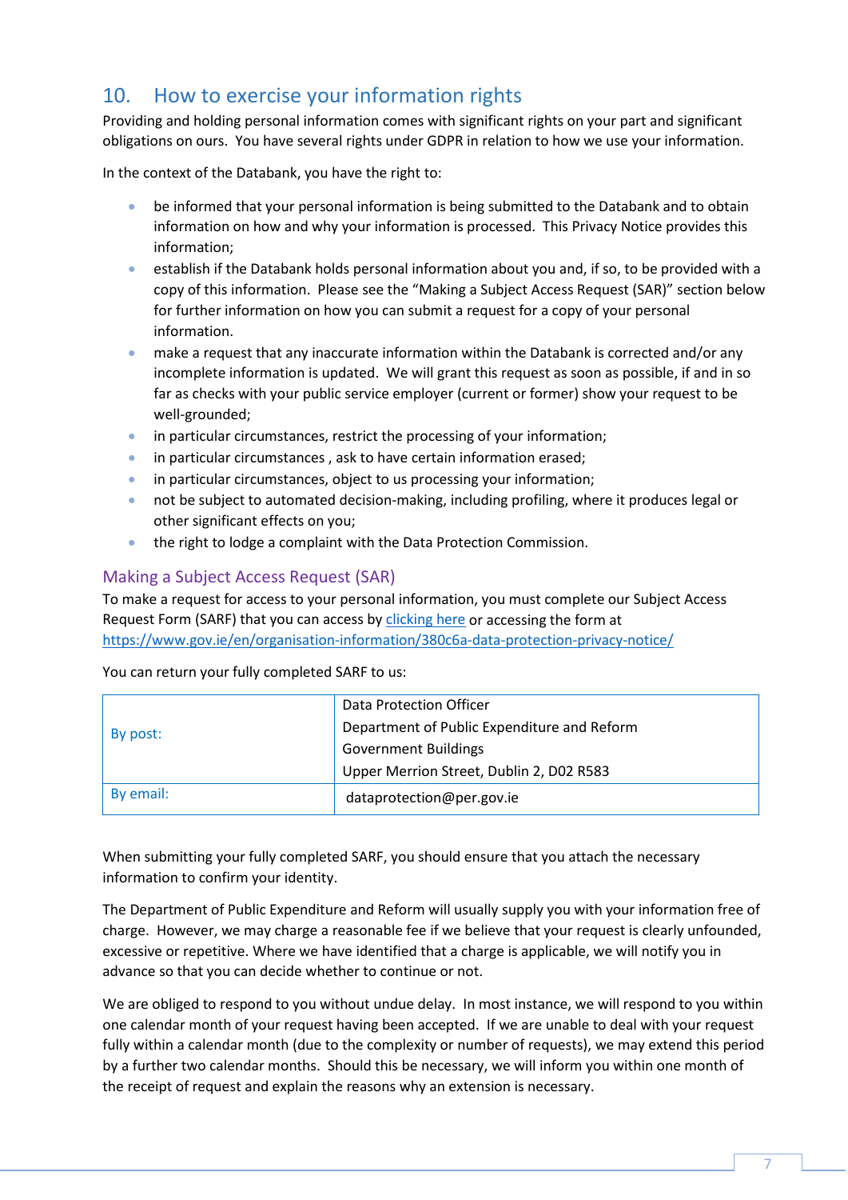## 10. How to exercise your information rights

Providing and holding personal information comes with significant rights on your part and significant obligations on ours. You have several rights under GDPR in relation to how we use your information.

In the context of the Databank, you have the right to:

- be informed that your personal information is being submitted to the Databank and to obtain information on how and why your information is processed. This Privacy Notice provides this information;
- establish if the Databank holds personal information about you and, if so, to be provided with a copy of this information. Please see the "Making a Subject Access Request (SAR)" section below for further information on how you can submit a request for a copy of your personal information.
- make a request that any inaccurate information within the Databank is corrected and/or any incomplete information is updated. We will grant this request as soon as possible, if and in so far as checks with your public service employer (current or former) show your request to be well-grounded;
- in particular circumstances, restrict the processing of your information;
- in particular circumstances , ask to have certain information erased;
- in particular circumstances, object to us processing your information;
- not be subject to automated decision-making, including profiling, where it produces legal or other significant effects on you;
- the right to lodge a complaint with the Data Protection Commission.

### Making a Subject Access Request (SAR)

To make a request for access to your personal information, you must complete our Subject Access Request Form (SARF) that you can access by clicking here or accessing the form at https://www.gov.ie/en/organisation-information/380c6a-data-protection-privacy-notice/

You can return your fully completed SARF to us:

| | |
|---|---|
| By post: | Data Protection Officer<br>Department of Public Expenditure and Reform<br>Government Buildings<br>Upper Merrion Street, Dublin 2, D02 R583 |
| By email: | dataprotection@per.gov.ie |

When submitting your fully completed SARF, you should ensure that you attach the necessary information to confirm your identity.

The Department of Public Expenditure and Reform will usually supply you with your information free of charge. However, we may charge a reasonable fee if we believe that your request is clearly unfounded, excessive or repetitive. Where we have identified that a charge is applicable, we will notify you in advance so that you can decide whether to continue or not.

We are obliged to respond to you without undue delay. In most instance, we will respond to you within one calendar month of your request having been accepted. If we are unable to deal with your request fully within a calendar month (due to the complexity or number of requests), we may extend this period by a further two calendar months. Should this be necessary, we will inform you within one month of the receipt of request and explain the reasons why an extension is necessary.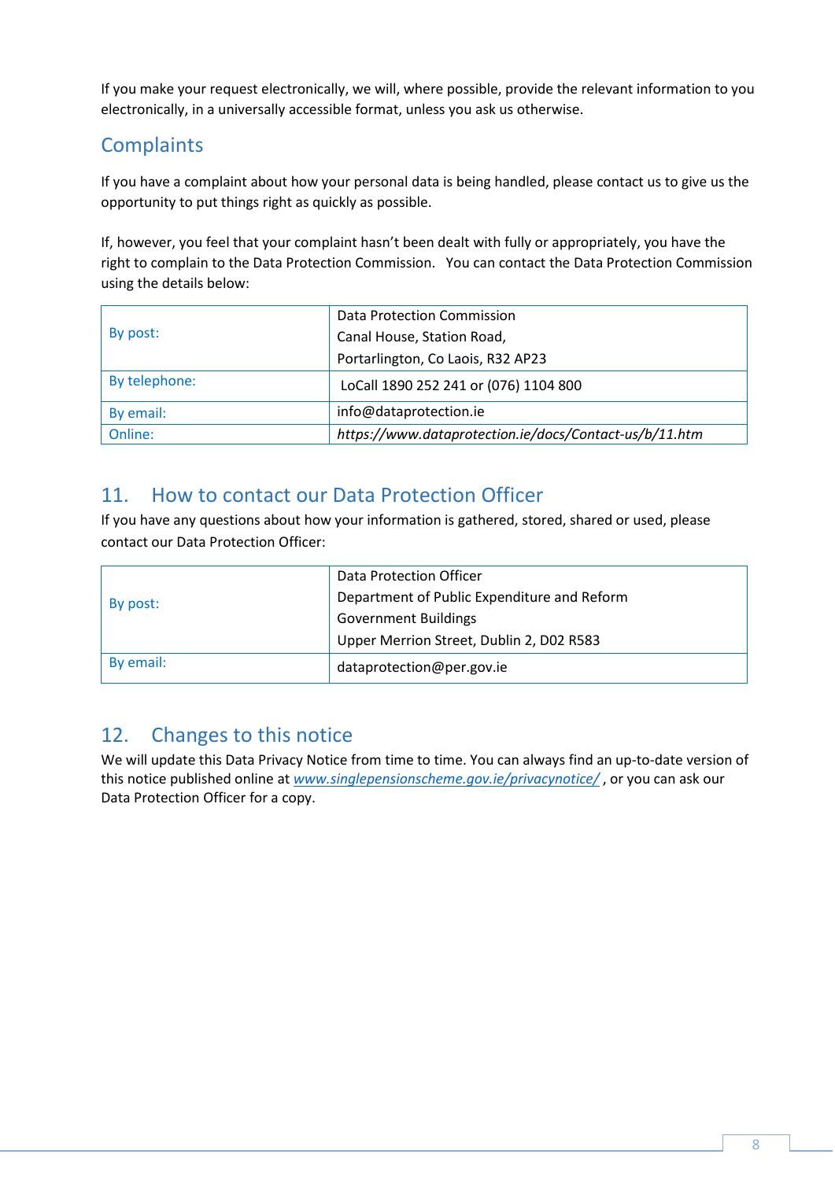If you make your request electronically, we will, where possible, provide the relevant information to you electronically, in a universally accessible format, unless you ask us otherwise.

## Complaints

If you have a complaint about how your personal data is being handled, please contact us to give us the opportunity to put things right as quickly as possible.

If, however, you feel that your complaint hasn't been dealt with fully or appropriately, you have the right to complain to the Data Protection Commission. You can contact the Data Protection Commission using the details below:

| | |
|---|---|
| By post: | Data Protection Commission<br>Canal House, Station Road,<br>Portarlington, Co Laois, R32 AP23 |
| By telephone: | LoCall 1890 252 241 or (076) 1104 800 |
| By email: | info@dataprotection.ie |
| Online: | *https://www.dataprotection.ie/docs/Contact-us/b/11.htm* |

## 11. How to contact our Data Protection Officer

If you have any questions about how your information is gathered, stored, shared or used, please contact our Data Protection Officer:

| | |
|---|---|
| By post: | Data Protection Officer<br>Department of Public Expenditure and Reform<br>Government Buildings<br>Upper Merrion Street, Dublin 2, D02 R583 |
| By email: | dataprotection@per.gov.ie |

## 12. Changes to this notice

We will update this Data Privacy Notice from time to time. You can always find an up-to-date version of this notice published online at *www.singlepensionscheme.gov.ie/privacynotice/* , or you can ask our Data Protection Officer for a copy.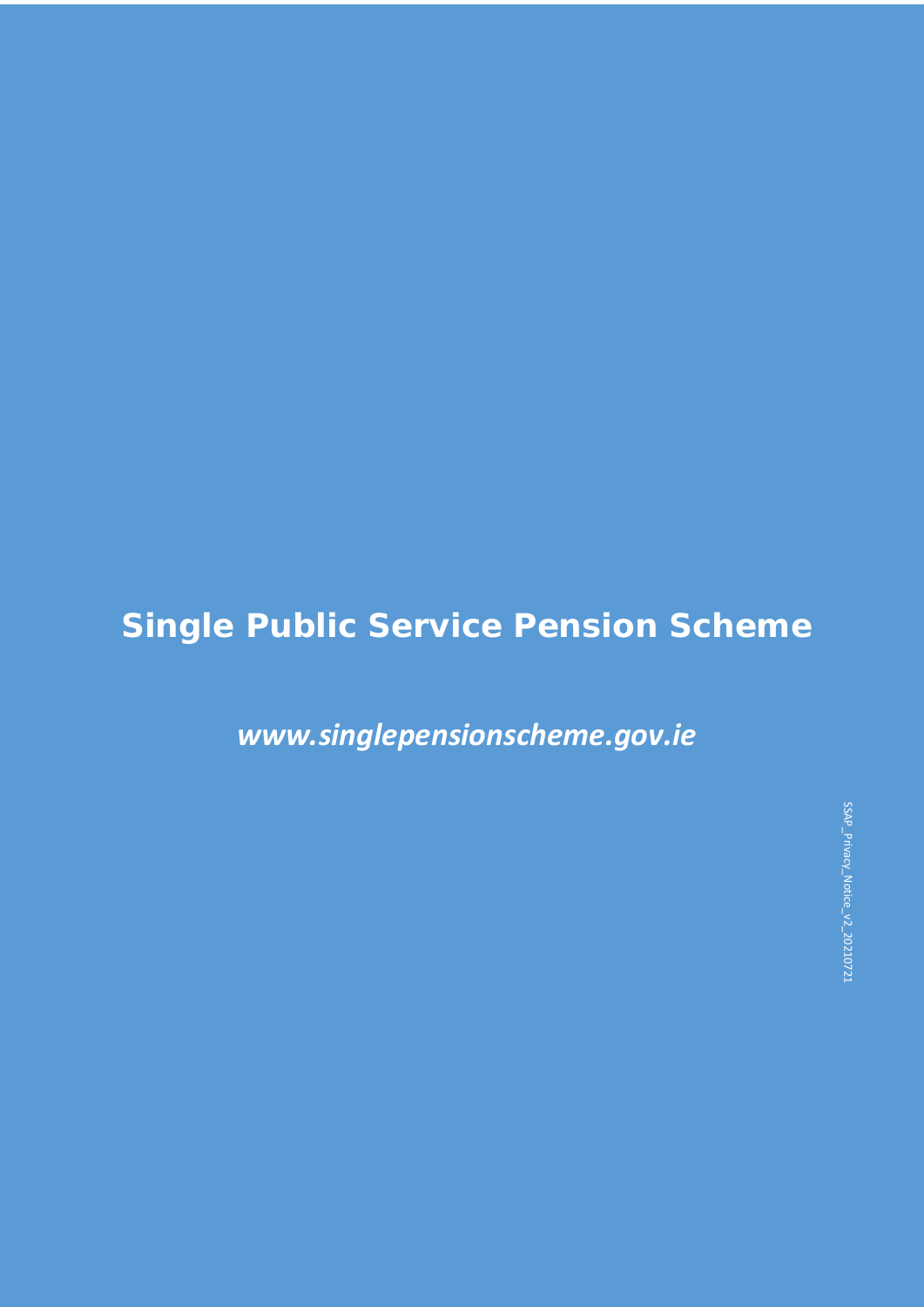# Single Public Service Pension Scheme

***www.singlepensionscheme.gov.ie***

SSAP_Privacy_Notice_v2_20210721